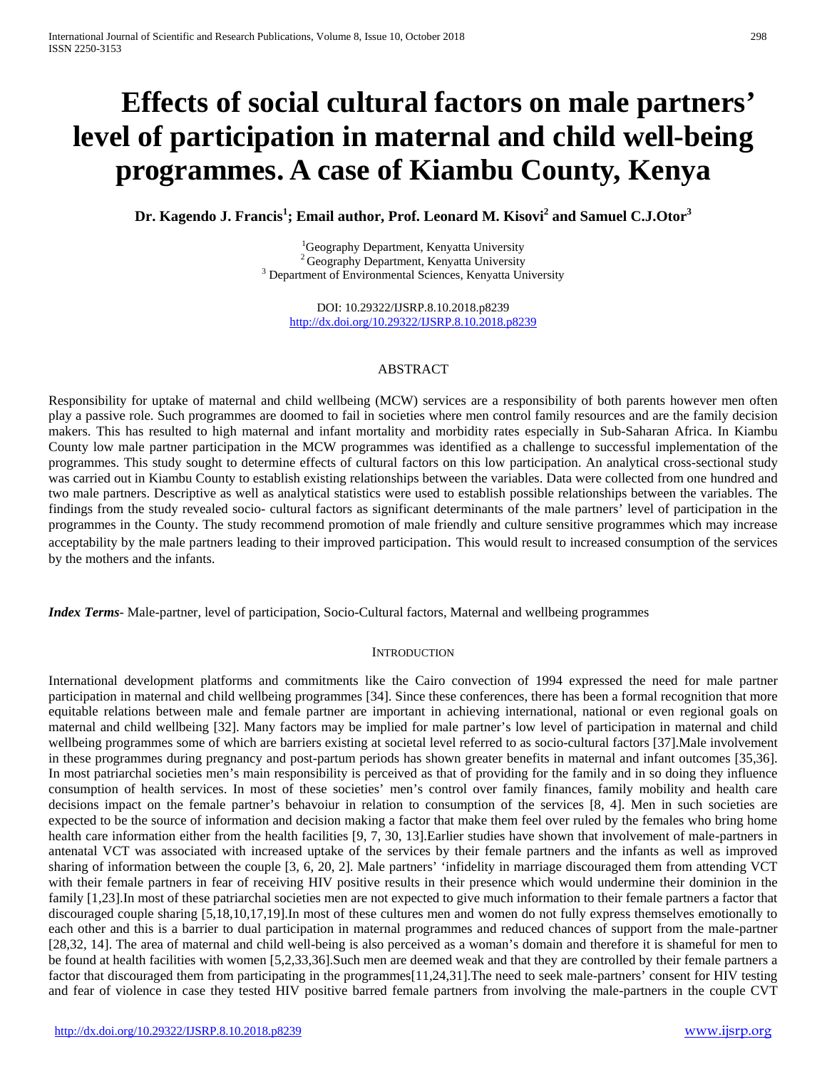# Effects of social cultural factors on male partners' level of participation in maternal and child well-being programmes. A case of Kiambu County, Kenya

**Dr. Kagendo J. Francis[1]; Email author, Prof. Leonard M. Kisovi[2] and Samuel C.J.Otor[3]**

[1]Geography Department, Kenyatta University
[2]Geography Department, Kenyatta University
[3] Department of Environmental Sciences, Kenyatta University

DOI: 10.29322/IJSRP.8.10.2018.p8239
http://dx.doi.org/10.29322/IJSRP.8.10.2018.p8239

## ABSTRACT

Responsibility for uptake of maternal and child wellbeing (MCW) services are a responsibility of both parents however men often play a passive role. Such programmes are doomed to fail in societies where men control family resources and are the family decision makers. This has resulted to high maternal and infant mortality and morbidity rates especially in Sub-Saharan Africa. In Kiambu County low male partner participation in the MCW programmes was identified as a challenge to successful implementation of the programmes. This study sought to determine effects of cultural factors on this low participation. An analytical cross-sectional study was carried out in Kiambu County to establish existing relationships between the variables. Data were collected from one hundred and two male partners. Descriptive as well as analytical statistics were used to establish possible relationships between the variables. The findings from the study revealed socio- cultural factors as significant determinants of the male partners' level of participation in the programmes in the County. The study recommend promotion of male friendly and culture sensitive programmes which may increase acceptability by the male partners leading to their improved participation. This would result to increased consumption of the services by the mothers and the infants.

***Index Terms***- Male-partner, level of participation, Socio-Cultural factors, Maternal and wellbeing programmes

## INTRODUCTION

International development platforms and commitments like the Cairo convection of 1994 expressed the need for male partner participation in maternal and child wellbeing programmes [34]. Since these conferences, there has been a formal recognition that more equitable relations between male and female partner are important in achieving international, national or even regional goals on maternal and child wellbeing [32]. Many factors may be implied for male partner's low level of participation in maternal and child wellbeing programmes some of which are barriers existing at societal level referred to as socio-cultural factors [37].Male involvement in these programmes during pregnancy and post-partum periods has shown greater benefits in maternal and infant outcomes [35,36]. In most patriarchal societies men's main responsibility is perceived as that of providing for the family and in so doing they influence consumption of health services. In most of these societies' men's control over family finances, family mobility and health care decisions impact on the female partner's behavoiur in relation to consumption of the services [8, 4]. Men in such societies are expected to be the source of information and decision making a factor that make them feel over ruled by the females who bring home health care information either from the health facilities [9, 7, 30, 13].Earlier studies have shown that involvement of male-partners in antenatal VCT was associated with increased uptake of the services by their female partners and the infants as well as improved sharing of information between the couple [3, 6, 20, 2]. Male partners' 'infidelity in marriage discouraged them from attending VCT with their female partners in fear of receiving HIV positive results in their presence which would undermine their dominion in the family [1,23].In most of these patriarchal societies men are not expected to give much information to their female partners a factor that discouraged couple sharing [5,18,10,17,19].In most of these cultures men and women do not fully express themselves emotionally to each other and this is a barrier to dual participation in maternal programmes and reduced chances of support from the male-partner [28,32, 14]. The area of maternal and child well-being is also perceived as a woman's domain and therefore it is shameful for men to be found at health facilities with women [5,2,33,36].Such men are deemed weak and that they are controlled by their female partners a factor that discouraged them from participating in the programmes[11,24,31].The need to seek male-partners' consent for HIV testing and fear of violence in case they tested HIV positive barred female partners from involving the male-partners in the couple CVT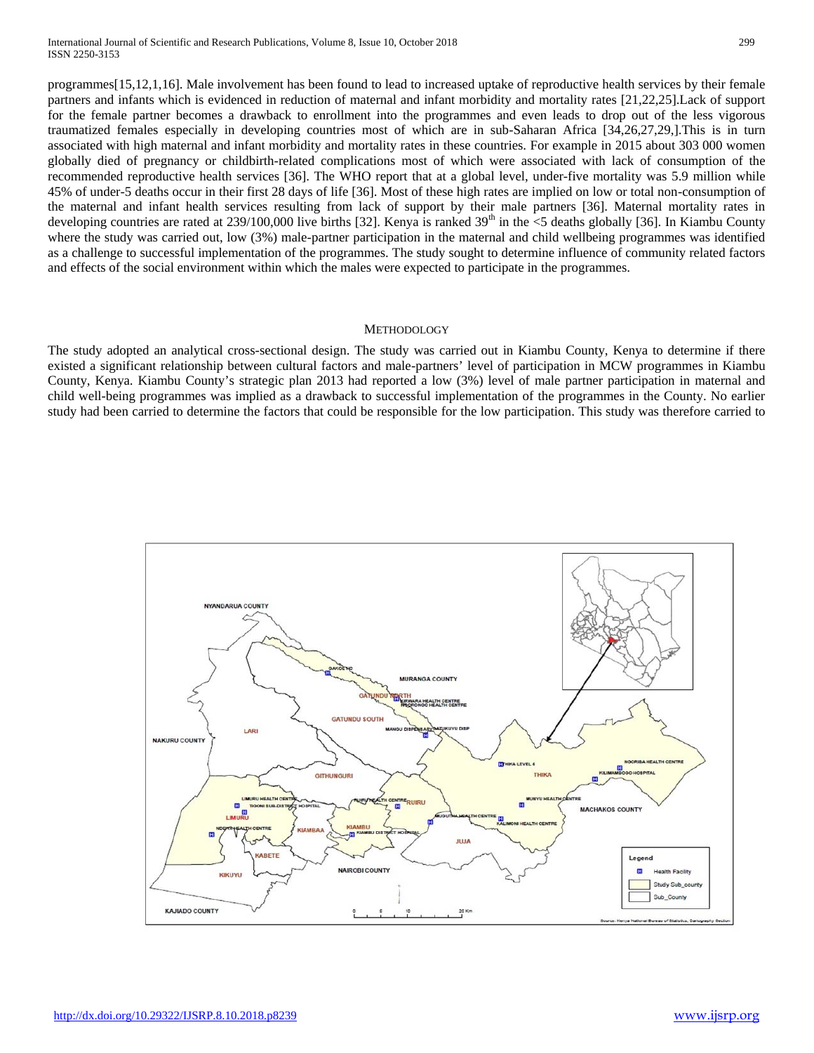programmes[15,12,1,16]. Male involvement has been found to lead to increased uptake of reproductive health services by their female partners and infants which is evidenced in reduction of maternal and infant morbidity and mortality rates [21,22,25].Lack of support for the female partner becomes a drawback to enrollment into the programmes and even leads to drop out of the less vigorous traumatized females especially in developing countries most of which are in sub-Saharan Africa [34,26,27,29,].This is in turn associated with high maternal and infant morbidity and mortality rates in these countries. For example in 2015 about 303 000 women globally died of pregnancy or childbirth-related complications most of which were associated with lack of consumption of the recommended reproductive health services [36]. The WHO report that at a global level, under-five mortality was 5.9 million while 45% of under-5 deaths occur in their first 28 days of life [36]. Most of these high rates are implied on low or total non-consumption of the maternal and infant health services resulting from lack of support by their male partners [36]. Maternal mortality rates in developing countries are rated at 239/100,000 live births [32]. Kenya is ranked 39th in the <5 deaths globally [36]. In Kiambu County where the study was carried out, low (3%) male-partner participation in the maternal and child wellbeing programmes was identified as a challenge to successful implementation of the programmes. The study sought to determine influence of community related factors and effects of the social environment within which the males were expected to participate in the programmes.

## METHODOLOGY

The study adopted an analytical cross-sectional design. The study was carried out in Kiambu County, Kenya to determine if there existed a significant relationship between cultural factors and male-partners' level of participation in MCW programmes in Kiambu County, Kenya. Kiambu County's strategic plan 2013 had reported a low (3%) level of male partner participation in maternal and child well-being programmes was implied as a drawback to successful implementation of the programmes in the County. No earlier study had been carried to determine the factors that could be responsible for the low participation. This study was therefore carried to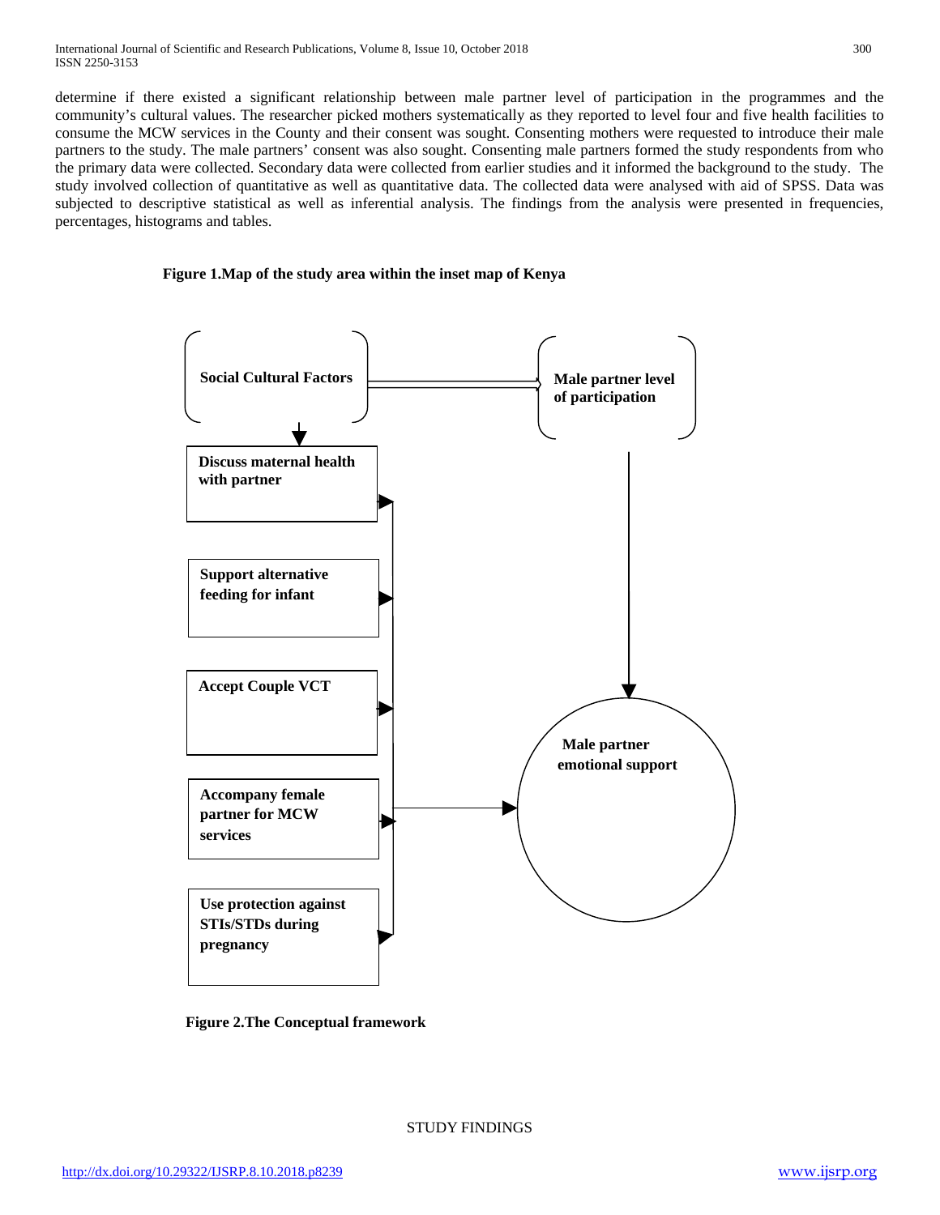determine if there existed a significant relationship between male partner level of participation in the programmes and the community's cultural values. The researcher picked mothers systematically as they reported to level four and five health facilities to consume the MCW services in the County and their consent was sought. Consenting mothers were requested to introduce their male partners to the study. The male partners' consent was also sought. Consenting male partners formed the study respondents from who the primary data were collected. Secondary data were collected from earlier studies and it informed the background to the study. The study involved collection of quantitative as well as quantitative data. The collected data were analysed with aid of SPSS. Data was subjected to descriptive statistical as well as inferential analysis. The findings from the analysis were presented in frequencies, percentages, histograms and tables.

**Figure 1.Map of the study area within the inset map of Kenya**

Social Cultural Factors

Male partner level of participation

Discuss maternal health with partner

Support alternative feeding for infant

Accept Couple VCT

Accompany female partner for MCW services

Use protection against STIs/STDs during pregnancy

Male partner emotional support

**Figure 2.The Conceptual framework**

STUDY FINDINGS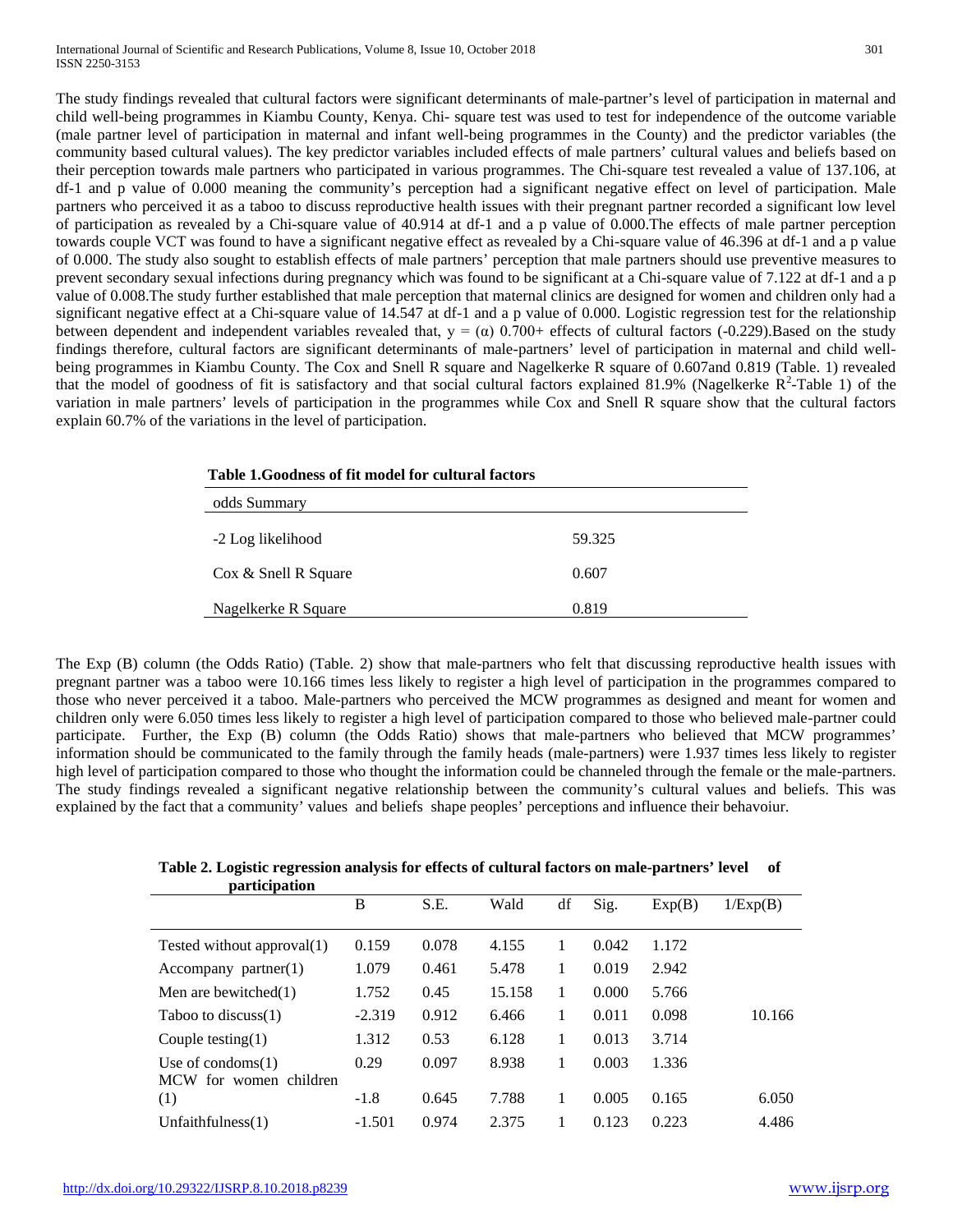The study findings revealed that cultural factors were significant determinants of male-partner's level of participation in maternal and child well-being programmes in Kiambu County, Kenya. Chi- square test was used to test for independence of the outcome variable (male partner level of participation in maternal and infant well-being programmes in the County) and the predictor variables (the community based cultural values). The key predictor variables included effects of male partners' cultural values and beliefs based on their perception towards male partners who participated in various programmes. The Chi-square test revealed a value of 137.106, at df-1 and p value of 0.000 meaning the community's perception had a significant negative effect on level of participation. Male partners who perceived it as a taboo to discuss reproductive health issues with their pregnant partner recorded a significant low level of participation as revealed by a Chi-square value of 40.914 at df-1 and a p value of 0.000.The effects of male partner perception towards couple VCT was found to have a significant negative effect as revealed by a Chi-square value of 46.396 at df-1 and a p value of 0.000. The study also sought to establish effects of male partners' perception that male partners should use preventive measures to prevent secondary sexual infections during pregnancy which was found to be significant at a Chi-square value of 7.122 at df-1 and a p value of 0.008.The study further established that male perception that maternal clinics are designed for women and children only had a significant negative effect at a Chi-square value of 14.547 at df-1 and a p value of 0.000. Logistic regression test for the relationship between dependent and independent variables revealed that, y = (α) 0.700+ effects of cultural factors (-0.229).Based on the study findings therefore, cultural factors are significant determinants of male-partners' level of participation in maternal and child well-being programmes in Kiambu County. The Cox and Snell R square and Nagelkerke R square of 0.607and 0.819 (Table. 1) revealed that the model of goodness of fit is satisfactory and that social cultural factors explained 81.9% (Nagelkerke $R^2$-Table 1) of the variation in male partners' levels of participation in the programmes while Cox and Snell R square show that the cultural factors explain 60.7% of the variations in the level of participation.

**Table 1.Goodness of fit model for cultural factors**

| odds Summary | |
|---|---|
| -2 Log likelihood | 59.325 |
| Cox & Snell R Square | 0.607 |
| Nagelkerke R Square | 0.819 |

The Exp (B) column (the Odds Ratio) (Table. 2) show that male-partners who felt that discussing reproductive health issues with pregnant partner was a taboo were 10.166 times less likely to register a high level of participation in the programmes compared to those who never perceived it a taboo. Male-partners who perceived the MCW programmes as designed and meant for women and children only were 6.050 times less likely to register a high level of participation compared to those who believed male-partner could participate. Further, the Exp (B) column (the Odds Ratio) shows that male-partners who believed that MCW programmes' information should be communicated to the family through the family heads (male-partners) were 1.937 times less likely to register high level of participation compared to those who thought the information could be channeled through the female or the male-partners. The study findings revealed a significant negative relationship between the community's cultural values and beliefs. This was explained by the fact that a community' values and beliefs shape peoples' perceptions and influence their behavoiur.

**Table 2. Logistic regression analysis for effects of cultural factors on male-partners' level of participation**

| | B | S.E. | Wald | df | Sig. | Exp(B) | 1/Exp(B) |
|---|---|---|---|---|---|---|---|
| Tested without approval(1) | 0.159 | 0.078 | 4.155 | 1 | 0.042 | 1.172 | |
| Accompany partner(1) | 1.079 | 0.461 | 5.478 | 1 | 0.019 | 2.942 | |
| Men are bewitched(1) | 1.752 | 0.45 | 15.158 | 1 | 0.000 | 5.766 | |
| Taboo to discuss(1) | -2.319 | 0.912 | 6.466 | 1 | 0.011 | 0.098 | 10.166 |
| Couple testing(1) | 1.312 | 0.53 | 6.128 | 1 | 0.013 | 3.714 | |
| Use of condoms(1) | 0.29 | 0.097 | 8.938 | 1 | 0.003 | 1.336 | |
| MCW for women children (1) | -1.8 | 0.645 | 7.788 | 1 | 0.005 | 0.165 | 6.050 |
| Unfaithfulness(1) | -1.501 | 0.974 | 2.375 | 1 | 0.123 | 0.223 | 4.486 |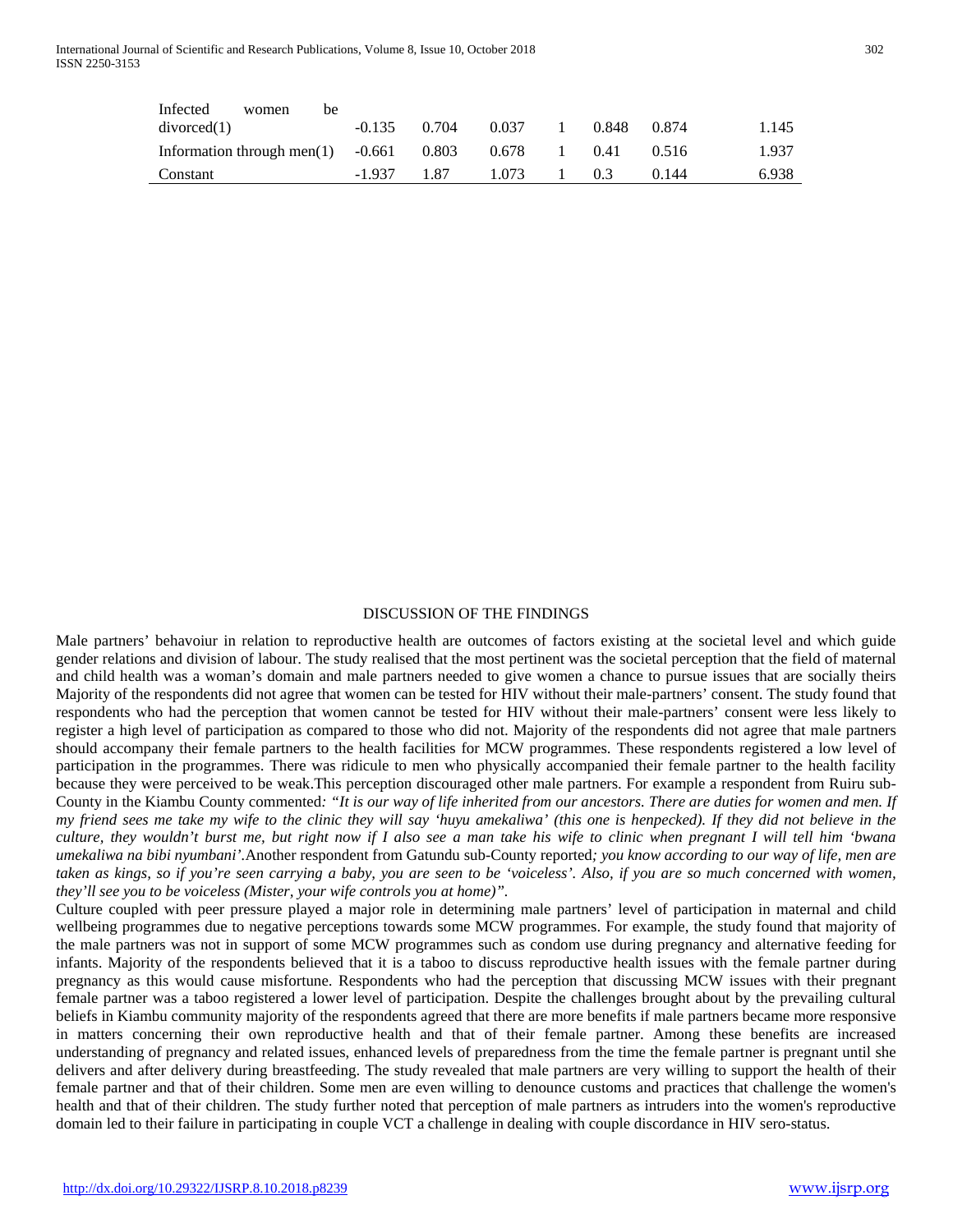| | | | | | | | |
|---|---|---|---|---|---|---|---|
| Infected women be divorced(1) | -0.135 | 0.704 | 0.037 | 1 | 0.848 | 0.874 | 1.145 |
| Information through men(1) | -0.661 | 0.803 | 0.678 | 1 | 0.41 | 0.516 | 1.937 |
| Constant | -1.937 | 1.87 | 1.073 | 1 | 0.3 | 0.144 | 6.938 |

## DISCUSSION OF THE FINDINGS

Male partners' behavoiur in relation to reproductive health are outcomes of factors existing at the societal level and which guide gender relations and division of labour. The study realised that the most pertinent was the societal perception that the field of maternal and child health was a woman's domain and male partners needed to give women a chance to pursue issues that are socially theirs Majority of the respondents did not agree that women can be tested for HIV without their male-partners' consent. The study found that respondents who had the perception that women cannot be tested for HIV without their male-partners' consent were less likely to register a high level of participation as compared to those who did not. Majority of the respondents did not agree that male partners should accompany their female partners to the health facilities for MCW programmes. These respondents registered a low level of participation in the programmes. There was ridicule to men who physically accompanied their female partner to the health facility because they were perceived to be weak.This perception discouraged other male partners. For example a respondent from Ruiru sub-County in the Kiambu County commented*: "It is our way of life inherited from our ancestors. There are duties for women and men. If my friend sees me take my wife to the clinic they will say 'huyu amekaliwa' (this one is henpecked). If they did not believe in the culture, they wouldn't burst me, but right now if I also see a man take his wife to clinic when pregnant I will tell him 'bwana umekaliwa na bibi nyumbani'.*Another respondent from Gatundu sub-County reported*; you know according to our way of life, men are taken as kings, so if you're seen carrying a baby, you are seen to be 'voiceless'. Also, if you are so much concerned with women, they'll see you to be voiceless (Mister, your wife controls you at home)".*

Culture coupled with peer pressure played a major role in determining male partners' level of participation in maternal and child wellbeing programmes due to negative perceptions towards some MCW programmes. For example, the study found that majority of the male partners was not in support of some MCW programmes such as condom use during pregnancy and alternative feeding for infants. Majority of the respondents believed that it is a taboo to discuss reproductive health issues with the female partner during pregnancy as this would cause misfortune. Respondents who had the perception that discussing MCW issues with their pregnant female partner was a taboo registered a lower level of participation. Despite the challenges brought about by the prevailing cultural beliefs in Kiambu community majority of the respondents agreed that there are more benefits if male partners became more responsive in matters concerning their own reproductive health and that of their female partner. Among these benefits are increased understanding of pregnancy and related issues, enhanced levels of preparedness from the time the female partner is pregnant until she delivers and after delivery during breastfeeding. The study revealed that male partners are very willing to support the health of their female partner and that of their children. Some men are even willing to denounce customs and practices that challenge the women's health and that of their children. The study further noted that perception of male partners as intruders into the women's reproductive domain led to their failure in participating in couple VCT a challenge in dealing with couple discordance in HIV sero-status.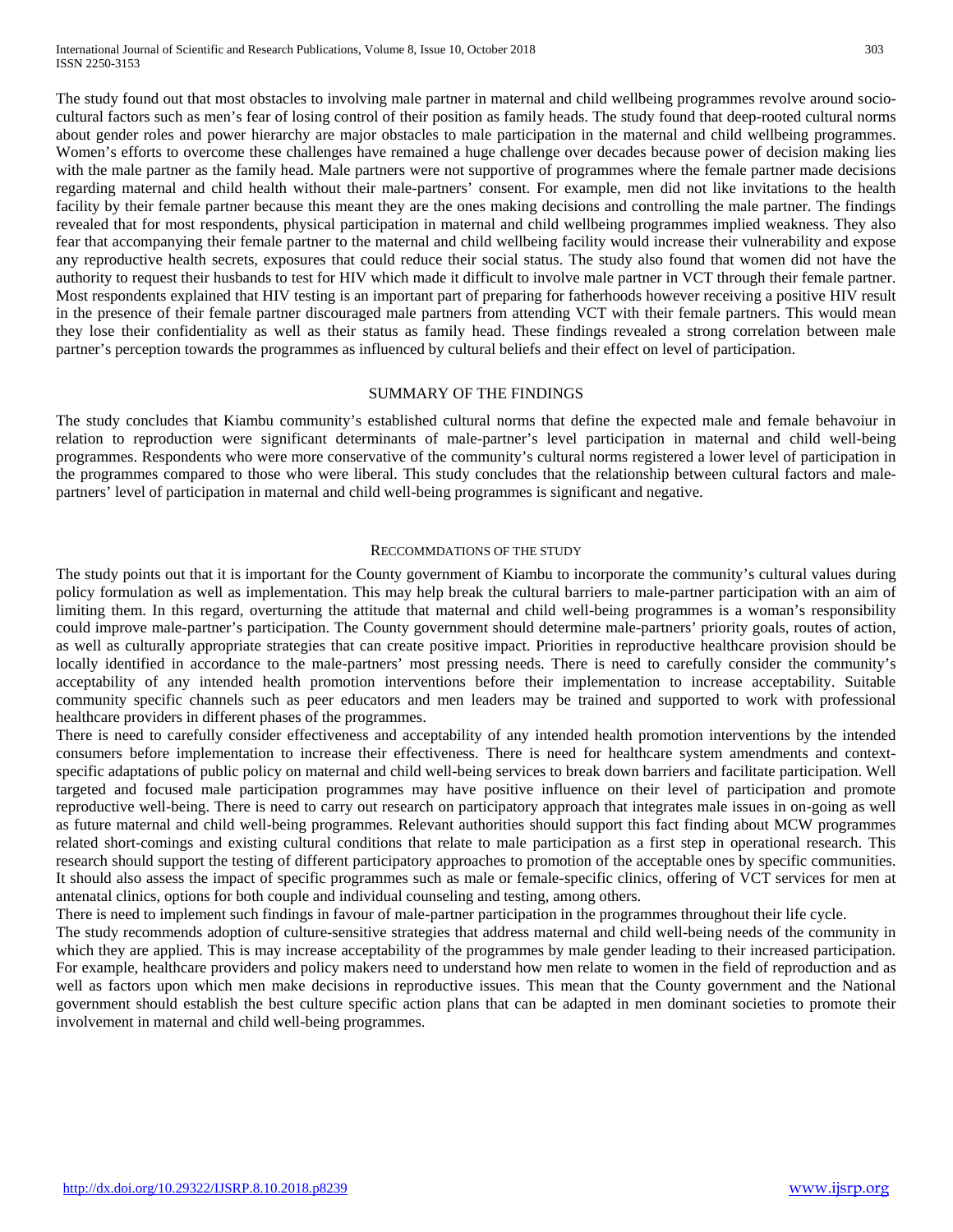The study found out that most obstacles to involving male partner in maternal and child wellbeing programmes revolve around socio-cultural factors such as men's fear of losing control of their position as family heads. The study found that deep-rooted cultural norms about gender roles and power hierarchy are major obstacles to male participation in the maternal and child wellbeing programmes. Women's efforts to overcome these challenges have remained a huge challenge over decades because power of decision making lies with the male partner as the family head. Male partners were not supportive of programmes where the female partner made decisions regarding maternal and child health without their male-partners' consent. For example, men did not like invitations to the health facility by their female partner because this meant they are the ones making decisions and controlling the male partner. The findings revealed that for most respondents, physical participation in maternal and child wellbeing programmes implied weakness. They also fear that accompanying their female partner to the maternal and child wellbeing facility would increase their vulnerability and expose any reproductive health secrets, exposures that could reduce their social status. The study also found that women did not have the authority to request their husbands to test for HIV which made it difficult to involve male partner in VCT through their female partner. Most respondents explained that HIV testing is an important part of preparing for fatherhoods however receiving a positive HIV result in the presence of their female partner discouraged male partners from attending VCT with their female partners. This would mean they lose their confidentiality as well as their status as family head. These findings revealed a strong correlation between male partner's perception towards the programmes as influenced by cultural beliefs and their effect on level of participation.

## SUMMARY OF THE FINDINGS

The study concludes that Kiambu community's established cultural norms that define the expected male and female behavoiur in relation to reproduction were significant determinants of male-partner's level participation in maternal and child well-being programmes. Respondents who were more conservative of the community's cultural norms registered a lower level of participation in the programmes compared to those who were liberal. This study concludes that the relationship between cultural factors and male-partners' level of participation in maternal and child well-being programmes is significant and negative.

## RECCOMMDATIONS OF THE STUDY

The study points out that it is important for the County government of Kiambu to incorporate the community's cultural values during policy formulation as well as implementation. This may help break the cultural barriers to male-partner participation with an aim of limiting them. In this regard, overturning the attitude that maternal and child well-being programmes is a woman's responsibility could improve male-partner's participation. The County government should determine male-partners' priority goals, routes of action, as well as culturally appropriate strategies that can create positive impact. Priorities in reproductive healthcare provision should be locally identified in accordance to the male-partners' most pressing needs. There is need to carefully consider the community's acceptability of any intended health promotion interventions before their implementation to increase acceptability. Suitable community specific channels such as peer educators and men leaders may be trained and supported to work with professional healthcare providers in different phases of the programmes.

There is need to carefully consider effectiveness and acceptability of any intended health promotion interventions by the intended consumers before implementation to increase their effectiveness. There is need for healthcare system amendments and context-specific adaptations of public policy on maternal and child well-being services to break down barriers and facilitate participation. Well targeted and focused male participation programmes may have positive influence on their level of participation and promote reproductive well-being. There is need to carry out research on participatory approach that integrates male issues in on-going as well as future maternal and child well-being programmes. Relevant authorities should support this fact finding about MCW programmes related short-comings and existing cultural conditions that relate to male participation as a first step in operational research. This research should support the testing of different participatory approaches to promotion of the acceptable ones by specific communities. It should also assess the impact of specific programmes such as male or female-specific clinics, offering of VCT services for men at antenatal clinics, options for both couple and individual counseling and testing, among others.

There is need to implement such findings in favour of male-partner participation in the programmes throughout their life cycle.

The study recommends adoption of culture-sensitive strategies that address maternal and child well-being needs of the community in which they are applied. This is may increase acceptability of the programmes by male gender leading to their increased participation. For example, healthcare providers and policy makers need to understand how men relate to women in the field of reproduction and as well as factors upon which men make decisions in reproductive issues. This mean that the County government and the National government should establish the best culture specific action plans that can be adapted in men dominant societies to promote their involvement in maternal and child well-being programmes.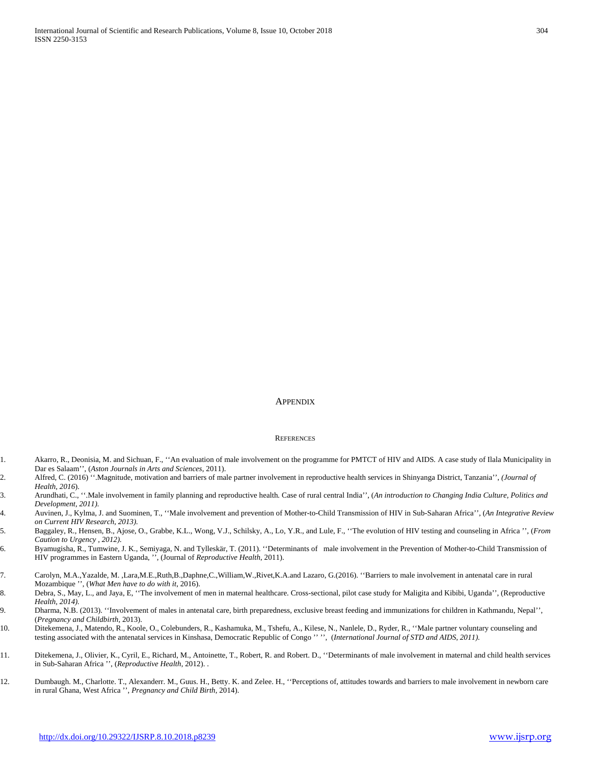## Appendix

## References

1. Akarro, R., Deonisia, M. and Sichuan, F., ''An evaluation of male involvement on the programme for PMTCT of HIV and AIDS. A case study of Ilala Municipality in Dar es Salaam'', (*Aston Journals in Arts and Sciences*, 2011).
2. Alfred, C. (2016) ''.Magnitude, motivation and barriers of male partner involvement in reproductive health services in Shinyanga District, Tanzania'', *(Journal of Health, 2016*).
3. Arundhati, C., ''.Male involvement in family planning and reproductive health. Case of rural central India'', (*An introduction to Changing India Culture, Politics and Development, 2011).*
4. Auvinen, J., Kylma, J. and Suominen, T., ''Male involvement and prevention of Mother-to-Child Transmission of HIV in Sub-Saharan Africa'', (*An Integrative Review on Current HIV Research, 2013).*
5. Baggaley, R., Hensen, B., Ajose, O., Grabbe, K.L., Wong, V.J., Schilsky, A., Lo, Y.R., and Lule, F., ''The evolution of HIV testing and counseling in Africa '', (*From Caution to Urgency , 2012).*
6. Byamugisha, R., Tumwine, J. K., Semiyaga, N. and Tylleskär, T. (2011). ''Determinants of male involvement in the Prevention of Mother-to-Child Transmission of HIV programmes in Eastern Uganda, '', (Journal of *Reproductive Health*, 2011).
7. Carolyn, M.A.,Yazalde, M. ,Lara,M.E.,Ruth,B.,Daphne,C.,William,W.,Rivet,K.A.and Lazaro, G.(2016). ''Barriers to male involvement in antenatal care in rural Mozambique '', (*What Men have to do with it*, 2016).
8. Debra, S., May, L., and Jaya, E, ''The involvement of men in maternal healthcare. Cross-sectional, pilot case study for Maligita and Kibibi, Uganda'', (Reproductive *Health, 2014).*
9. Dharma, N.B. (2013). ''Involvement of males in antenatal care, birth preparedness, exclusive breast feeding and immunizations for children in Kathmandu, Nepal'', (*Pregnancy and Childbirth*, 2013).
10. Ditekemena, J., Matendo, R., Koole, O., Colebunders, R., Kashamuka, M., Tshefu, A., Kilese, N., Nanlele, D., Ryder, R., ''Male partner voluntary counseling and testing associated with the antenatal services in Kinshasa, Democratic Republic of Congo '' '', (*International Journal of STD and AIDS, 2011).*
11. Ditekemena, J., Olivier, K., Cyril, E., Richard, M., Antoinette, T., Robert, R. and Robert. D., ''Determinants of male involvement in maternal and child health services in Sub-Saharan Africa '', (*Reproductive Health*, 2012). .
12. Dumbaugh. M., Charlotte. T., Alexanderr. M., Guus. H., Betty. K. and Zelee. H., ''Perceptions of, attitudes towards and barriers to male involvement in newborn care in rural Ghana, West Africa '', *Pregnancy and Child Birth*, 2014).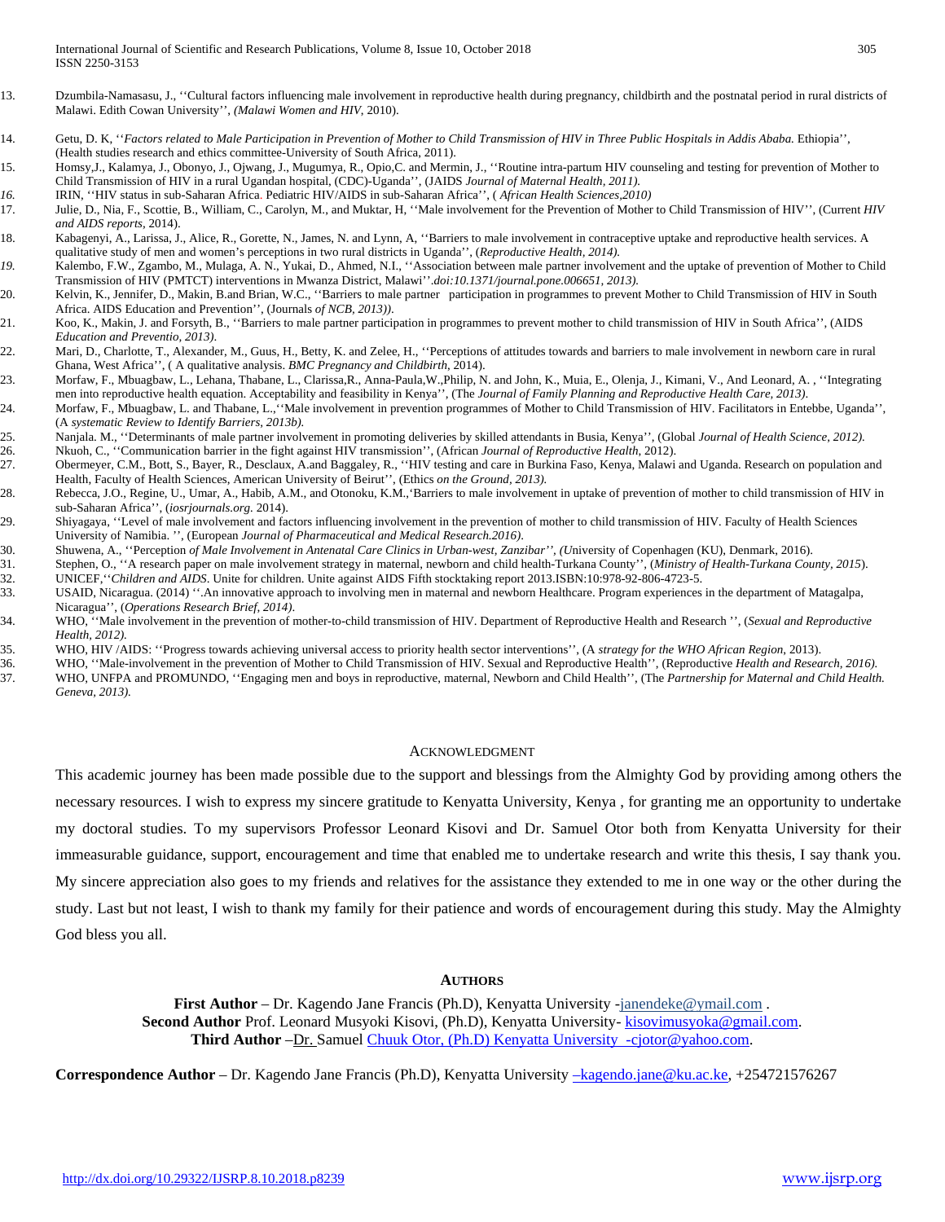13. Dzumbila-Namasasu, J., ''Cultural factors influencing male involvement in reproductive health during pregnancy, childbirth and the postnatal period in rural districts of Malawi. Edith Cowan University'', *(Malawi Women and HIV,* 2010).

14. Getu, D. K, ''*Factors related to Male Participation in Prevention of Mother to Child Transmission of HIV in Three Public Hospitals in Addis Ababa.* Ethiopia'', (Health studies research and ethics committee-University of South Africa, 2011).

15. Homsy,J., Kalamya, J., Obonyo, J., Ojwang, J., Mugumya, R., Opio,C. and Mermin, J., ''Routine intra-partum HIV counseling and testing for prevention of Mother to Child Transmission of HIV in a rural Ugandan hospital, (CDC)-Uganda'', (JAIDS *Journal of Maternal Health, 2011).*

16. IRIN, ''HIV status in sub-Saharan Africa. Pediatric HIV/AIDS in sub-Saharan Africa'', ( *African Health Sciences,2010)*

17. Julie, D., Nia, F., Scottie, B., William, C., Carolyn, M., and Muktar, H, ''Male involvement for the Prevention of Mother to Child Transmission of HIV'', (Current *HIV and AIDS reports*, 2014).

18. Kabagenyi, A., Larissa, J., Alice, R., Gorette, N., James, N. and Lynn, A, ''Barriers to male involvement in contraceptive uptake and reproductive health services. A qualitative study of men and women's perceptions in two rural districts in Uganda'', (*Reproductive Health, 2014).*

19. Kalembo, F.W., Zgambo, M., Mulaga, A. N., Yukai, D., Ahmed, N.I., ''Association between male partner involvement and the uptake of prevention of Mother to Child Transmission of HIV (PMTCT) interventions in Mwanza District, Malawi''.*doi:10.1371/journal.pone.006651, 2013).*

20. Kelvin, K., Jennifer, D., Makin, B.and Brian, W.C., ''Barriers to male partner participation in programmes to prevent Mother to Child Transmission of HIV in South Africa. AIDS Education and Prevention'', (Journals *of NCB, 2013)).*

21. Koo, K., Makin, J. and Forsyth, B., ''Barriers to male partner participation in programmes to prevent mother to child transmission of HIV in South Africa'', (AIDS *Education and Preventio, 2013).*

22. Mari, D., Charlotte, T., Alexander, M., Guus, H., Betty, K. and Zelee, H., ''Perceptions of attitudes towards and barriers to male involvement in newborn care in rural Ghana, West Africa'', ( A qualitative analysis. *BMC Pregnancy and Childbirth*, 2014).

23. Morfaw, F., Mbuagbaw, L., Lehana, Thabane, L., Clarissa,R., Anna-Paula,W.,Philip, N. and John, K., Muia, E., Olenja, J., Kimani, V., And Leonard, A. , ''Integrating men into reproductive health equation. Acceptability and feasibility in Kenya'', (The *Journal of Family Planning and Reproductive Health Care, 2013).*

24. Morfaw, F., Mbuagbaw, L. and Thabane, L.,''Male involvement in prevention programmes of Mother to Child Transmission of HIV. Facilitators in Entebbe, Uganda'', (A *systematic Review to Identify Barriers, 2013b).*

25. Nanjala. M., ''Determinants of male partner involvement in promoting deliveries by skilled attendants in Busia, Kenya'', (Global *Journal of Health Science, 2012).*

26. Nkuoh, C., ''Communication barrier in the fight against HIV transmission'', (African *Journal of Reproductive Health*, 2012).

27. Obermeyer, C.M., Bott, S., Bayer, R., Desclaux, A.and Baggaley, R., ''HIV testing and care in Burkina Faso, Kenya, Malawi and Uganda. Research on population and Health, Faculty of Health Sciences, American University of Beirut'', (Ethics *on the Ground, 2013).*

28. Rebecca, J.O., Regine, U., Umar, A., Habib, A.M., and Otonoku, K.M.,'Barriers to male involvement in uptake of prevention of mother to child transmission of HIV in sub-Saharan Africa'', (*iosrjournals.org*. 2014).

29. Shiyagaya, ''Level of male involvement and factors influencing involvement in the prevention of mother to child transmission of HIV. Faculty of Health Sciences University of Namibia. '', (European *Journal of Pharmaceutical and Medical Research.2016).*

30. Shuwena, A., ''Perception *of Male Involvement in Antenatal Care Clinics in Urban-west, Zanzibar'', (*University of Copenhagen (KU), Denmark, 2016).

31. Stephen, O., ''A research paper on male involvement strategy in maternal, newborn and child health-Turkana County'', (*Ministry of Health-Turkana County, 2015*).

32. UNICEF,''*Children and AIDS*. Unite for children. Unite against AIDS Fifth stocktaking report 2013.ISBN:10:978-92-806-4723-5.

33. USAID, Nicaragua. (2014) ''.An innovative approach to involving men in maternal and newborn Healthcare. Program experiences in the department of Matagalpa, Nicaragua'', (*Operations Research Brief, 2014).*

34. WHO, ''Male involvement in the prevention of mother-to-child transmission of HIV. Department of Reproductive Health and Research '', (*Sexual and Reproductive Health, 2012).*

35. WHO, HIV /AIDS: ''Progress towards achieving universal access to priority health sector interventions'', (A *strategy for the WHO African Region*, 2013).

36. WHO, ''Male-involvement in the prevention of Mother to Child Transmission of HIV. Sexual and Reproductive Health'', (Reproductive *Health and Research, 2016).*

37. WHO, UNFPA and PROMUNDO, ''Engaging men and boys in reproductive, maternal, Newborn and Child Health'', (The *Partnership for Maternal and Child Health. Geneva, 2013).*

## ACKNOWLEDGMENT

This academic journey has been made possible due to the support and blessings from the Almighty God by providing among others the necessary resources. I wish to express my sincere gratitude to Kenyatta University, Kenya , for granting me an opportunity to undertake my doctoral studies. To my supervisors Professor Leonard Kisovi and Dr. Samuel Otor both from Kenyatta University for their immeasurable guidance, support, encouragement and time that enabled me to undertake research and write this thesis, I say thank you. My sincere appreciation also goes to my friends and relatives for the assistance they extended to me in one way or the other during the study. Last but not least, I wish to thank my family for their patience and words of encouragement during this study. May the Almighty God bless you all.

## AUTHORS

**First Author** – Dr. Kagendo Jane Francis (Ph.D), Kenyatta University -janendeke@ymail.com .
**Second Author** Prof. Leonard Musyoki Kisovi, (Ph.D), Kenyatta University- kisovimusyoka@gmail.com.
**Third Author** –Dr. Samuel Chuuk Otor, (Ph.D) Kenyatta University -cjotor@yahoo.com.

**Correspondence Author** – Dr. Kagendo Jane Francis (Ph.D), Kenyatta University –kagendo.jane@ku.ac.ke, +254721576267